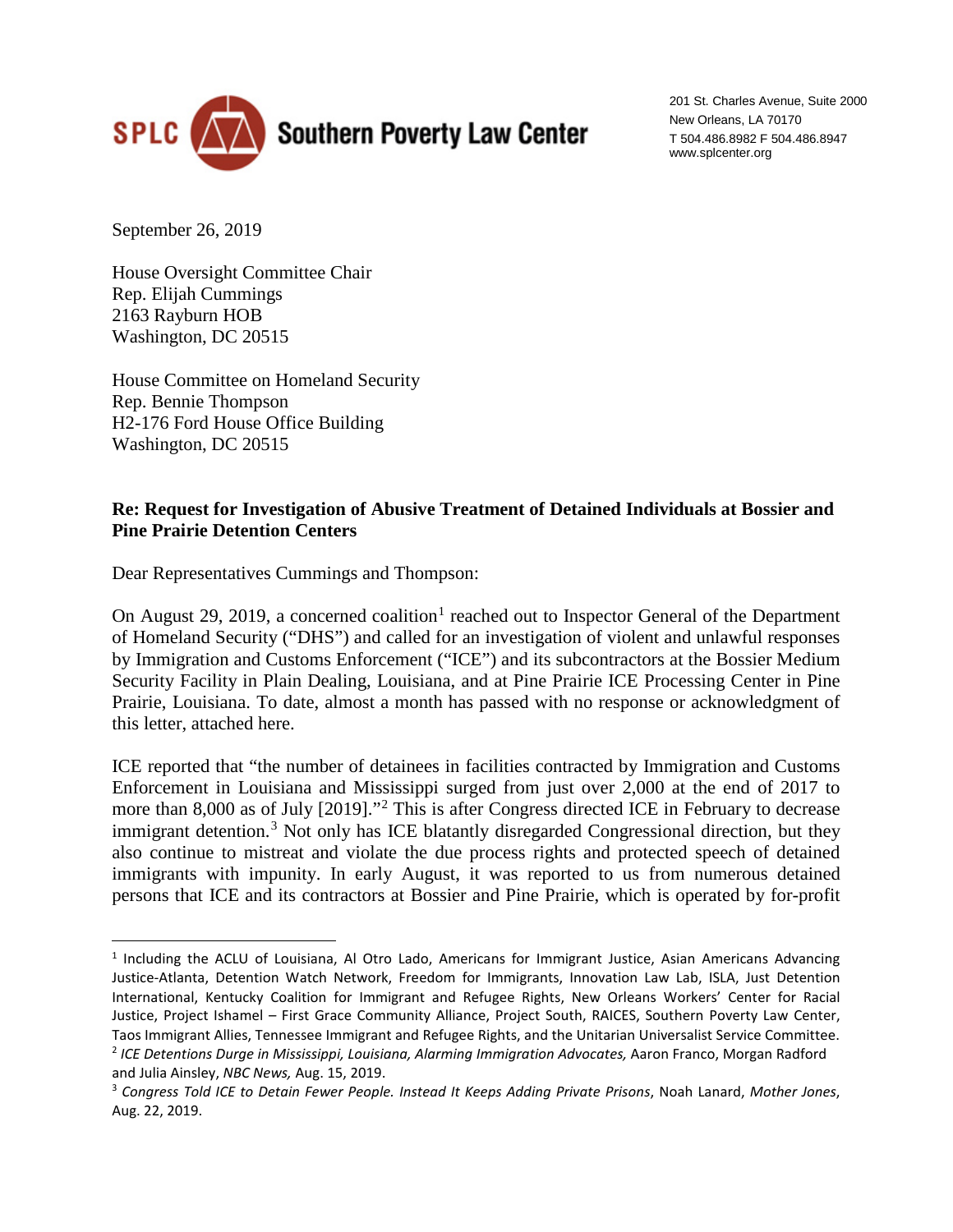SPLC Southern Poverty Law Center

201 St. Charles Avenue, Suite 2000
New Orleans, LA 70170
T 504.486.8982 F 504.486.8947
www.splcenter.org

September 26, 2019

House Oversight Committee Chair
Rep. Elijah Cummings
2163 Rayburn HOB
Washington, DC 20515

House Committee on Homeland Security
Rep. Bennie Thompson
H2-176 Ford House Office Building
Washington, DC 20515

**Re: Request for Investigation of Abusive Treatment of Detained Individuals at Bossier and Pine Prairie Detention Centers**

Dear Representatives Cummings and Thompson:

On August 29, 2019, a concerned coalition[1] reached out to Inspector General of the Department of Homeland Security ("DHS") and called for an investigation of violent and unlawful responses by Immigration and Customs Enforcement ("ICE") and its subcontractors at the Bossier Medium Security Facility in Plain Dealing, Louisiana, and at Pine Prairie ICE Processing Center in Pine Prairie, Louisiana. To date, almost a month has passed with no response or acknowledgment of this letter, attached here.

ICE reported that "the number of detainees in facilities contracted by Immigration and Customs Enforcement in Louisiana and Mississippi surged from just over 2,000 at the end of 2017 to more than 8,000 as of July [2019]."[2] This is after Congress directed ICE in February to decrease immigrant detention.[3] Not only has ICE blatantly disregarded Congressional direction, but they also continue to mistreat and violate the due process rights and protected speech of detained immigrants with impunity. In early August, it was reported to us from numerous detained persons that ICE and its contractors at Bossier and Pine Prairie, which is operated by for-profit

---

[1] Including the ACLU of Louisiana, Al Otro Lado, Americans for Immigrant Justice, Asian Americans Advancing Justice-Atlanta, Detention Watch Network, Freedom for Immigrants, Innovation Law Lab, ISLA, Just Detention International, Kentucky Coalition for Immigrant and Refugee Rights, New Orleans Workers' Center for Racial Justice, Project Ishamel – First Grace Community Alliance, Project South, RAICES, Southern Poverty Law Center, Taos Immigrant Allies, Tennessee Immigrant and Refugee Rights, and the Unitarian Universalist Service Committee.

[2] *ICE Detentions Durge in Mississippi, Louisiana, Alarming Immigration Advocates,* Aaron Franco, Morgan Radford and Julia Ainsley, *NBC News,* Aug. 15, 2019.

[3] *Congress Told ICE to Detain Fewer People. Instead It Keeps Adding Private Prisons*, Noah Lanard, *Mother Jones*, Aug. 22, 2019.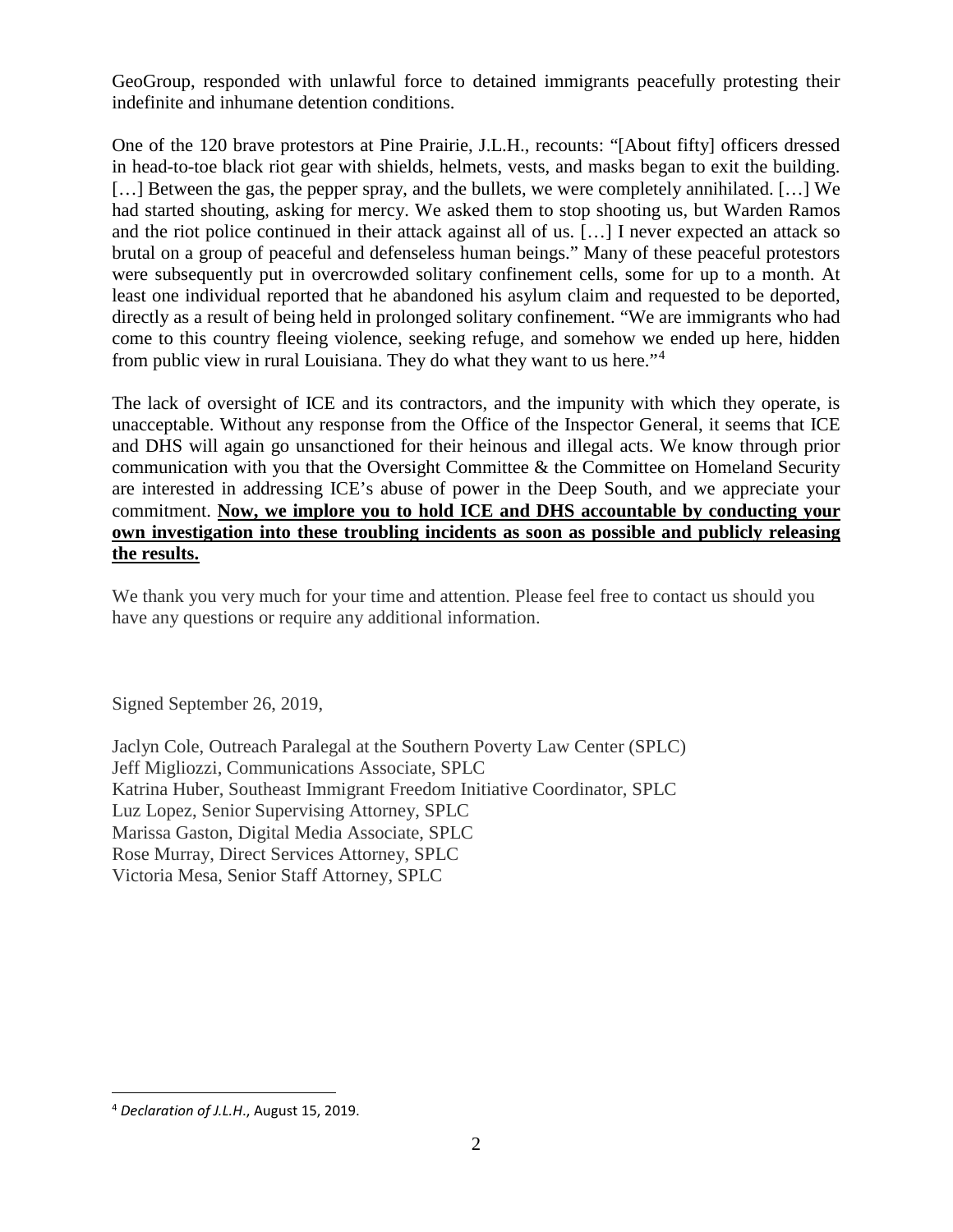GeoGroup, responded with unlawful force to detained immigrants peacefully protesting their indefinite and inhumane detention conditions.

One of the 120 brave protestors at Pine Prairie, J.L.H., recounts: "[About fifty] officers dressed in head-to-toe black riot gear with shields, helmets, vests, and masks began to exit the building. […] Between the gas, the pepper spray, and the bullets, we were completely annihilated. […] We had started shouting, asking for mercy. We asked them to stop shooting us, but Warden Ramos and the riot police continued in their attack against all of us. […] I never expected an attack so brutal on a group of peaceful and defenseless human beings." Many of these peaceful protestors were subsequently put in overcrowded solitary confinement cells, some for up to a month. At least one individual reported that he abandoned his asylum claim and requested to be deported, directly as a result of being held in prolonged solitary confinement. "We are immigrants who had come to this country fleeing violence, seeking refuge, and somehow we ended up here, hidden from public view in rural Louisiana. They do what they want to us here."[4]

The lack of oversight of ICE and its contractors, and the impunity with which they operate, is unacceptable. Without any response from the Office of the Inspector General, it seems that ICE and DHS will again go unsanctioned for their heinous and illegal acts. We know through prior communication with you that the Oversight Committee & the Committee on Homeland Security are interested in addressing ICE's abuse of power in the Deep South, and we appreciate your commitment. **Now, we implore you to hold ICE and DHS accountable by conducting your own investigation into these troubling incidents as soon as possible and publicly releasing the results.**

We thank you very much for your time and attention. Please feel free to contact us should you have any questions or require any additional information.

Signed September 26, 2019,

Jaclyn Cole, Outreach Paralegal at the Southern Poverty Law Center (SPLC)
Jeff Migliozzi, Communications Associate, SPLC
Katrina Huber, Southeast Immigrant Freedom Initiative Coordinator, SPLC
Luz Lopez, Senior Supervising Attorney, SPLC
Marissa Gaston, Digital Media Associate, SPLC
Rose Murray, Direct Services Attorney, SPLC
Victoria Mesa, Senior Staff Attorney, SPLC

---

[4] *Declaration of J.L.H.*, August 15, 2019.